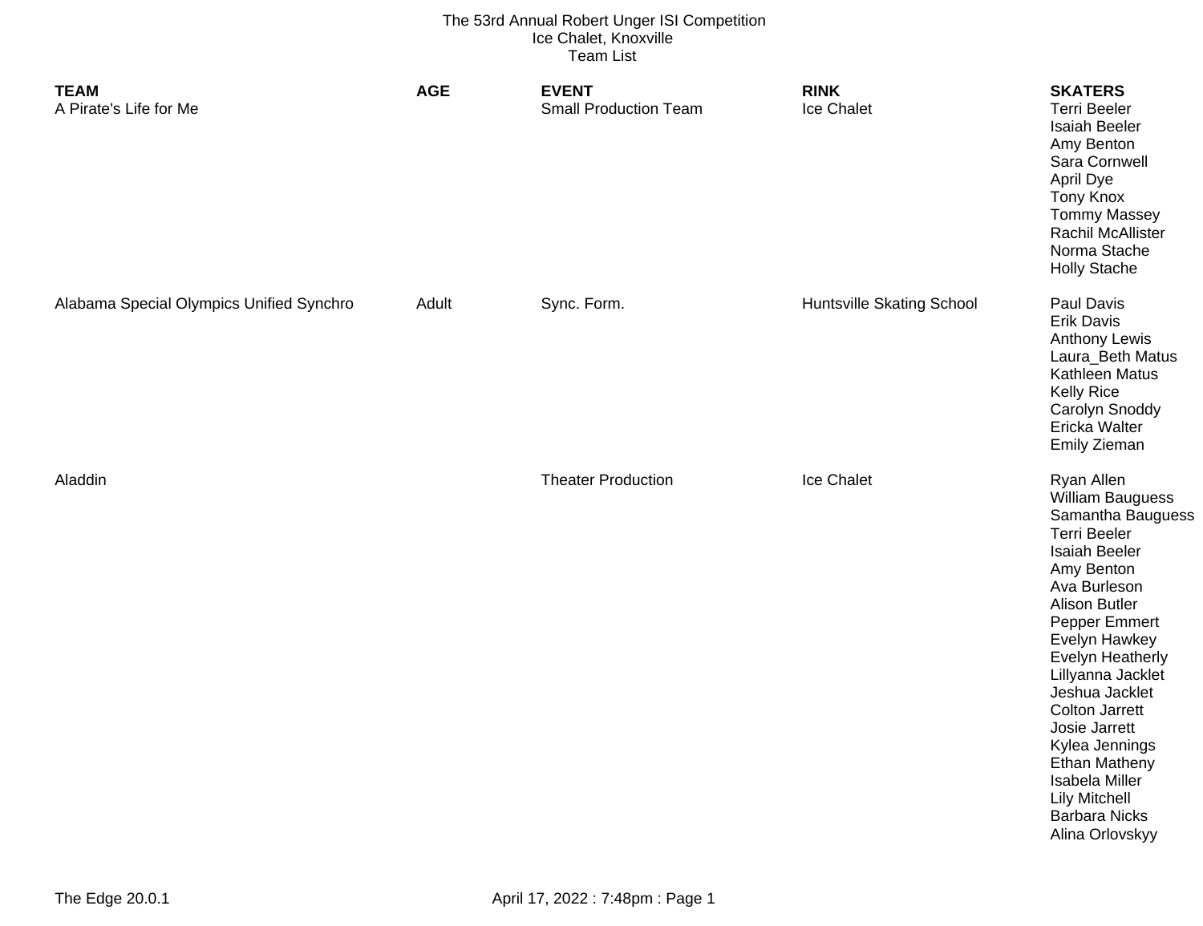The 53rd Annual Robert Unger ISI Competition
Ice Chalet, Knoxville
Team List

| TEAM | AGE | EVENT | RINK | SKATERS |
|---|---|---|---|---|
| A Pirate's Life for Me | | Small Production Team | Ice Chalet | Terri Beeler<br>Isaiah Beeler<br>Amy Benton<br>Sara Cornwell<br>April Dye<br>Tony Knox<br>Tommy Massey<br>Rachil McAllister<br>Norma Stache<br>Holly Stache |
| Alabama Special Olympics Unified Synchro | Adult | Sync. Form. | Huntsville Skating School | Paul Davis<br>Erik Davis<br>Anthony Lewis<br>Laura_Beth Matus<br>Kathleen Matus<br>Kelly Rice<br>Carolyn Snoddy<br>Ericka Walter<br>Emily Zieman |
| Aladdin | | Theater Production | Ice Chalet | Ryan Allen<br>William Bauguess<br>Samantha Bauguess<br>Terri Beeler<br>Isaiah Beeler<br>Amy Benton<br>Ava Burleson<br>Alison Butler<br>Pepper Emmert<br>Evelyn Hawkey<br>Evelyn Heatherly<br>Lillyanna Jacklet<br>Jeshua Jacklet<br>Colton Jarrett<br>Josie Jarrett<br>Kylea Jennings<br>Ethan Matheny<br>Isabela Miller<br>Lily Mitchell<br>Barbara Nicks<br>Alina Orlovskyy |

The Edge 20.0.1 — April 17, 2022 : 7:48pm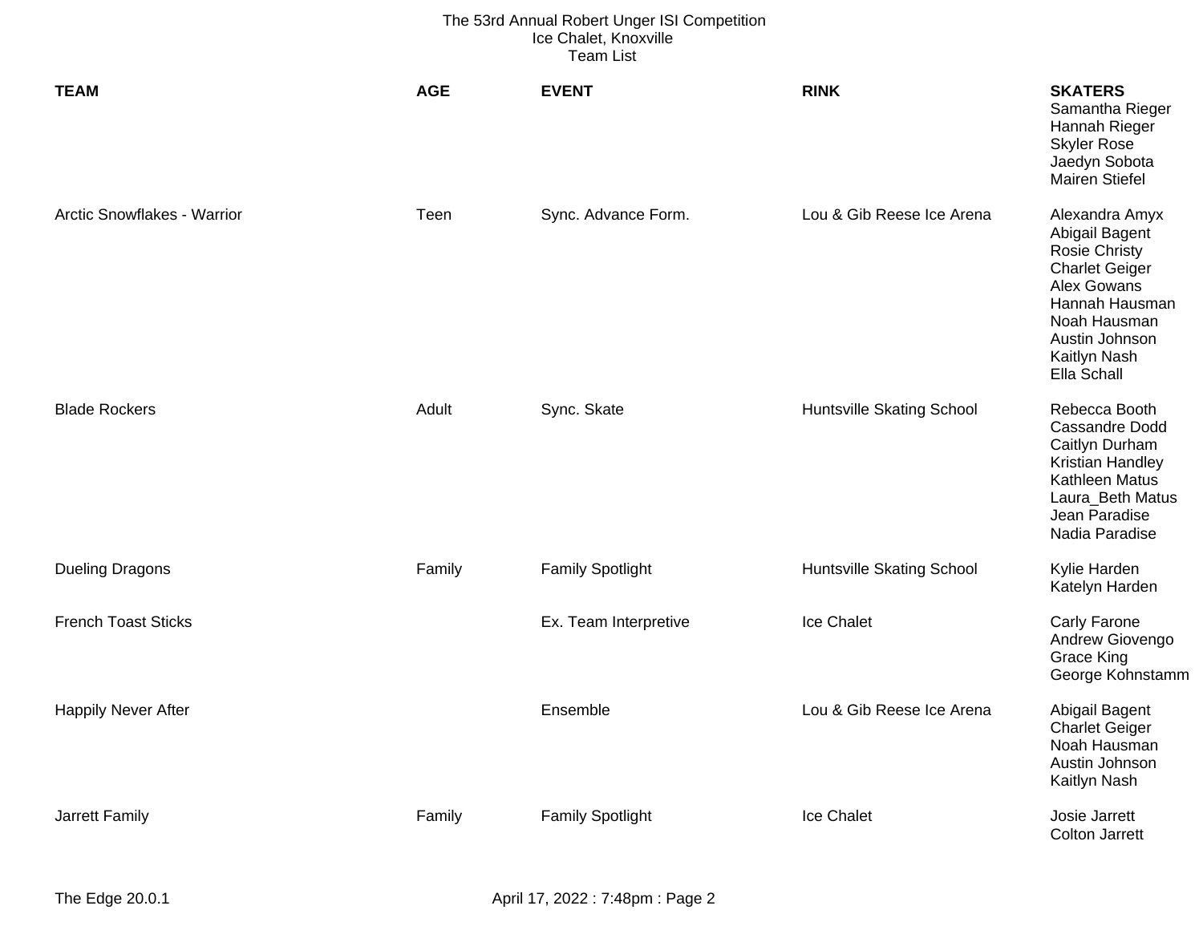The 53rd Annual Robert Unger ISI Competition
Ice Chalet, Knoxville
Team List

| TEAM | AGE | EVENT | RINK | SKATERS |
|---|---|---|---|---|
| | | | | Samantha Rieger<br>Hannah Rieger<br>Skyler Rose<br>Jaedyn Sobota<br>Mairen Stiefel |
| Arctic Snowflakes - Warrior | Teen | Sync. Advance Form. | Lou & Gib Reese Ice Arena | Alexandra Amyx<br>Abigail Bagent<br>Rosie Christy<br>Charlet Geiger<br>Alex Gowans<br>Hannah Hausman<br>Noah Hausman<br>Austin Johnson<br>Kaitlyn Nash<br>Ella Schall |
| Blade Rockers | Adult | Sync. Skate | Huntsville Skating School | Rebecca Booth<br>Cassandre Dodd<br>Caitlyn Durham<br>Kristian Handley<br>Kathleen Matus<br>Laura_Beth Matus<br>Jean Paradise<br>Nadia Paradise |
| Dueling Dragons | Family | Family Spotlight | Huntsville Skating School | Kylie Harden<br>Katelyn Harden |
| French Toast Sticks | | Ex. Team Interpretive | Ice Chalet | Carly Farone<br>Andrew Giovengo<br>Grace King<br>George Kohnstamm |
| Happily Never After | | Ensemble | Lou & Gib Reese Ice Arena | Abigail Bagent<br>Charlet Geiger<br>Noah Hausman<br>Austin Johnson<br>Kaitlyn Nash |
| Jarrett Family | Family | Family Spotlight | Ice Chalet | Josie Jarrett<br>Colton Jarrett |

The Edge 20.0.1 April 17, 2022 : 7:48pm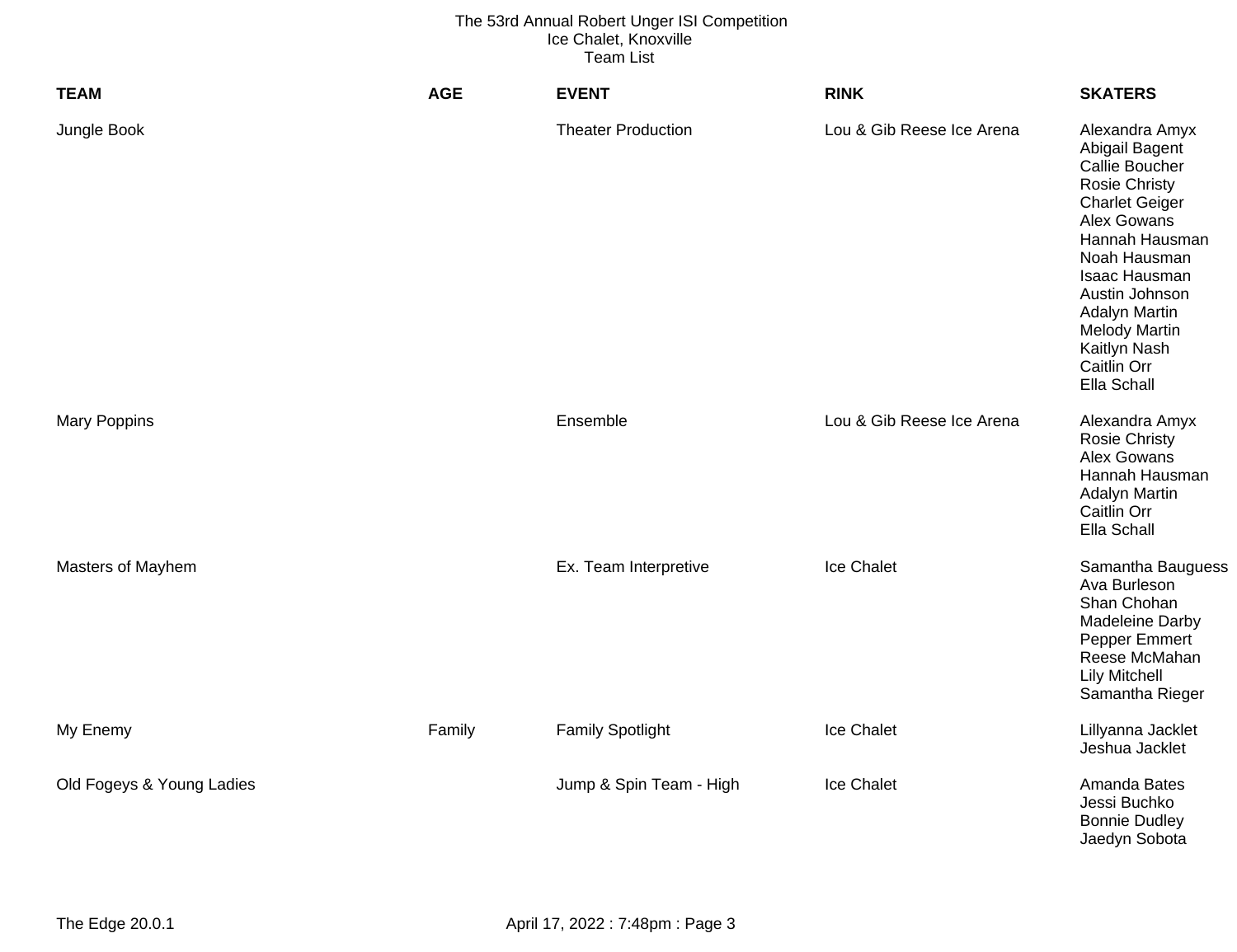The 53rd Annual Robert Unger ISI Competition
Ice Chalet, Knoxville
Team List

| TEAM | AGE | EVENT | RINK | SKATERS |
| --- | --- | --- | --- | --- |
| Jungle Book | | Theater Production | Lou & Gib Reese Ice Arena | Alexandra Amyx<br>Abigail Bagent<br>Callie Boucher<br>Rosie Christy<br>Charlet Geiger<br>Alex Gowans<br>Hannah Hausman<br>Noah Hausman<br>Isaac Hausman<br>Austin Johnson<br>Adalyn Martin<br>Melody Martin<br>Kaitlyn Nash<br>Caitlin Orr<br>Ella Schall |
| Mary Poppins | | Ensemble | Lou & Gib Reese Ice Arena | Alexandra Amyx<br>Rosie Christy<br>Alex Gowans<br>Hannah Hausman<br>Adalyn Martin<br>Caitlin Orr<br>Ella Schall |
| Masters of Mayhem | | Ex. Team Interpretive | Ice Chalet | Samantha Bauguess<br>Ava Burleson<br>Shan Chohan<br>Madeleine Darby<br>Pepper Emmert<br>Reese McMahan<br>Lily Mitchell<br>Samantha Rieger |
| My Enemy | Family | Family Spotlight | Ice Chalet | Lillyanna Jacklet<br>Jeshua Jacklet |
| Old Fogeys & Young Ladies | | Jump & Spin Team - High | Ice Chalet | Amanda Bates<br>Jessi Buchko<br>Bonnie Dudley<br>Jaedyn Sobota |

The Edge 20.0.1 April 17, 2022 : 7:48pm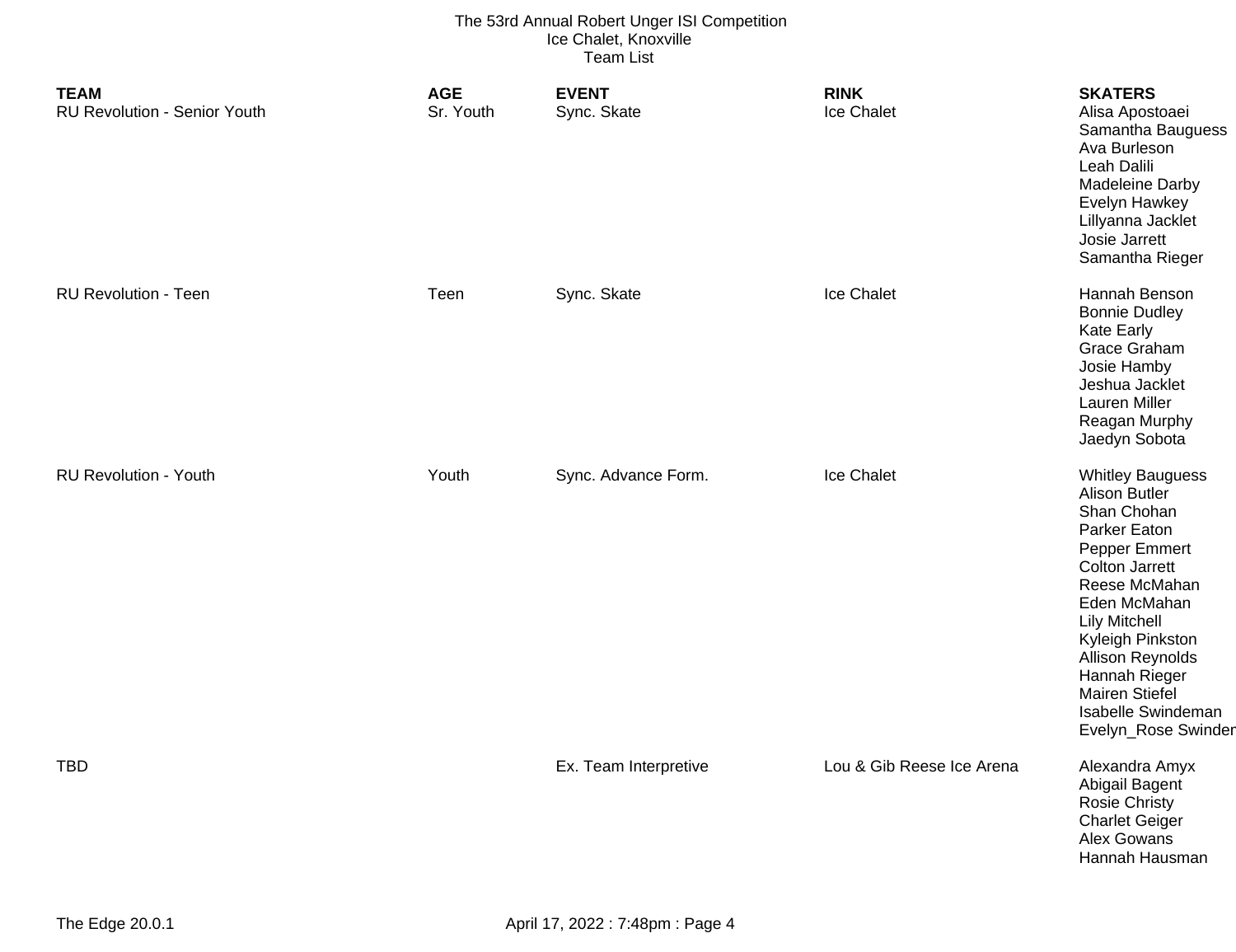The 53rd Annual Robert Unger ISI Competition
Ice Chalet, Knoxville
Team List

| TEAM | AGE | EVENT | RINK | SKATERS |
| --- | --- | --- | --- | --- |
| RU Revolution - Senior Youth | Sr. Youth | Sync. Skate | Ice Chalet | Alisa Apostoaei<br>Samantha Bauguess<br>Ava Burleson<br>Leah Dalili<br>Madeleine Darby<br>Evelyn Hawkey<br>Lillyanna Jacklet<br>Josie Jarrett<br>Samantha Rieger |
| RU Revolution - Teen | Teen | Sync. Skate | Ice Chalet | Hannah Benson<br>Bonnie Dudley<br>Kate Early<br>Grace Graham<br>Josie Hamby<br>Jeshua Jacklet<br>Lauren Miller<br>Reagan Murphy<br>Jaedyn Sobota |
| RU Revolution - Youth | Youth | Sync. Advance Form. | Ice Chalet | Whitley Bauguess<br>Alison Butler<br>Shan Chohan<br>Parker Eaton<br>Pepper Emmert<br>Colton Jarrett<br>Reese McMahan<br>Eden McMahan<br>Lily Mitchell<br>Kyleigh Pinkston<br>Allison Reynolds<br>Hannah Rieger<br>Mairen Stiefel<br>Isabelle Swindeman<br>Evelyn_Rose Swinder |
| TBD | | Ex. Team Interpretive | Lou & Gib Reese Ice Arena | Alexandra Amyx<br>Abigail Bagent<br>Rosie Christy<br>Charlet Geiger<br>Alex Gowans<br>Hannah Hausman |

The Edge 20.0.1 April 17, 2022 : 7:48pm : Page 4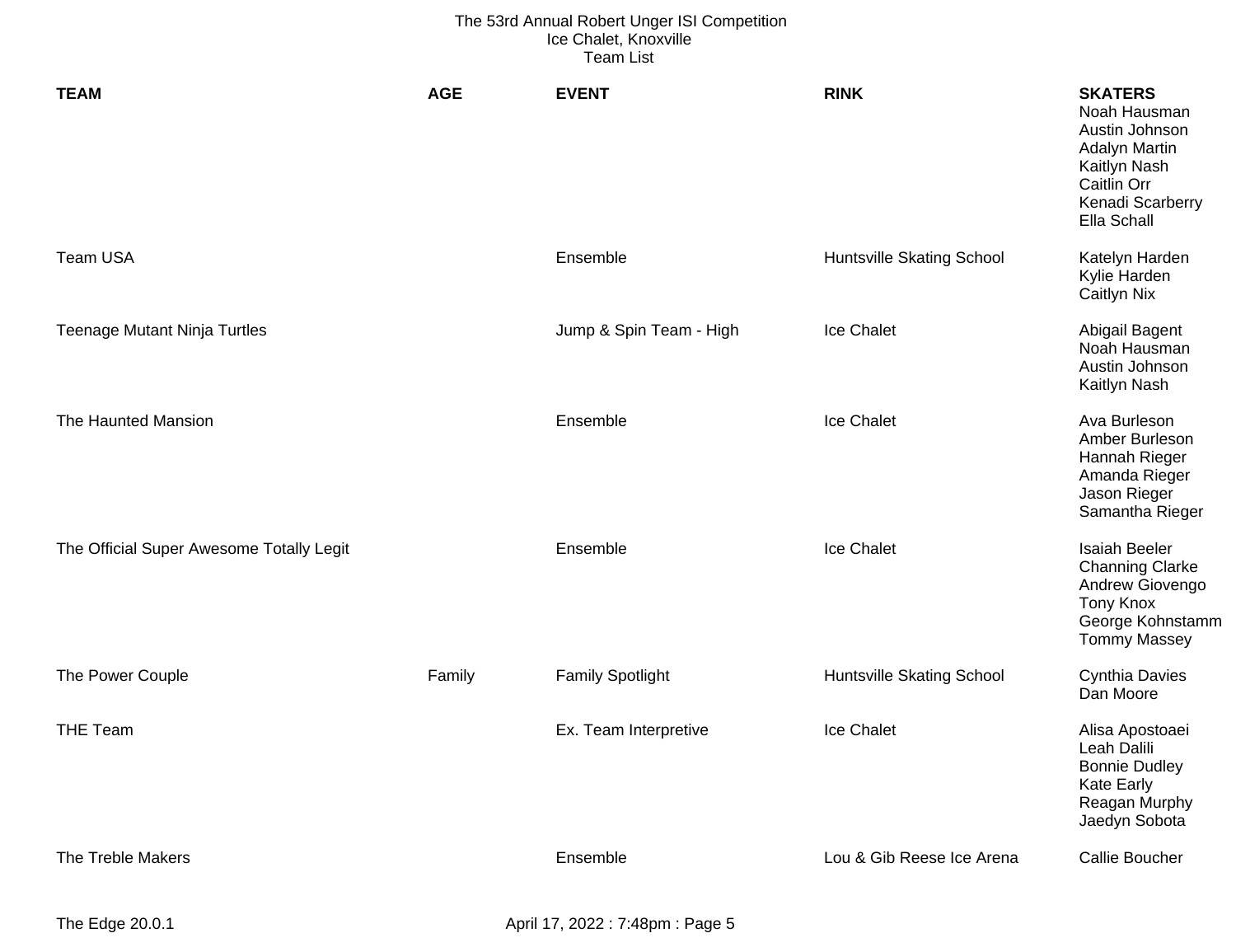The 53rd Annual Robert Unger ISI Competition
Ice Chalet, Knoxville
Team List

| TEAM | AGE | EVENT | RINK | SKATERS |
|---|---|---|---|---|
| | | | | Noah Hausman<br>Austin Johnson<br>Adalyn Martin<br>Kaitlyn Nash<br>Caitlin Orr<br>Kenadi Scarberry<br>Ella Schall |
| Team USA | | Ensemble | Huntsville Skating School | Katelyn Harden<br>Kylie Harden<br>Caitlyn Nix |
| Teenage Mutant Ninja Turtles | | Jump & Spin Team - High | Ice Chalet | Abigail Bagent<br>Noah Hausman<br>Austin Johnson<br>Kaitlyn Nash |
| The Haunted Mansion | | Ensemble | Ice Chalet | Ava Burleson<br>Amber Burleson<br>Hannah Rieger<br>Amanda Rieger<br>Jason Rieger<br>Samantha Rieger |
| The Official Super Awesome Totally Legit | | Ensemble | Ice Chalet | Isaiah Beeler<br>Channing Clarke<br>Andrew Giovengo<br>Tony Knox<br>George Kohnstamm<br>Tommy Massey |
| The Power Couple | Family | Family Spotlight | Huntsville Skating School | Cynthia Davies<br>Dan Moore |
| THE Team | | Ex. Team Interpretive | Ice Chalet | Alisa Apostoaei<br>Leah Dalili<br>Bonnie Dudley<br>Kate Early<br>Reagan Murphy<br>Jaedyn Sobota |
| The Treble Makers | | Ensemble | Lou & Gib Reese Ice Arena | Callie Boucher |

The Edge 20.0.1 April 17, 2022 : 7:48pm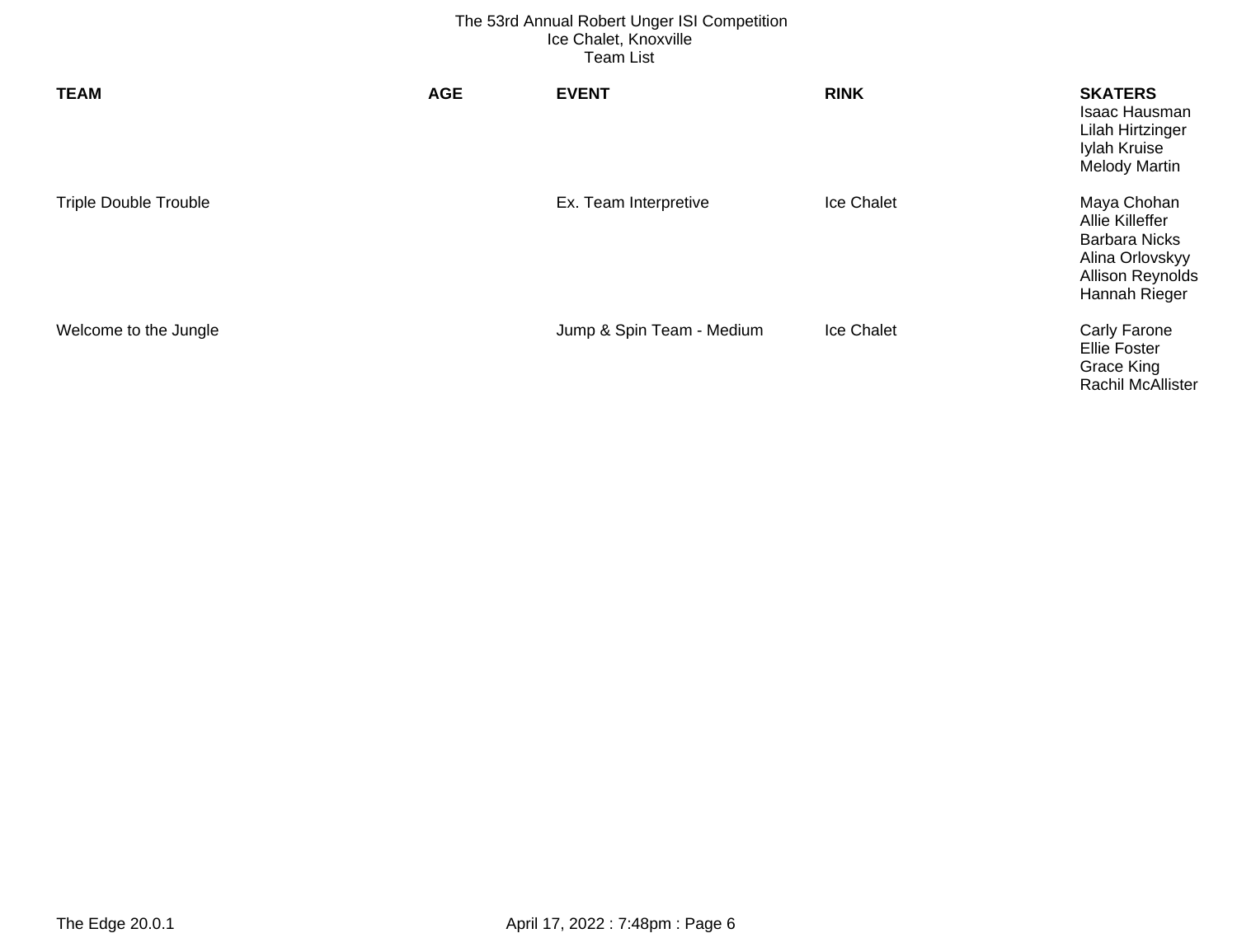The 53rd Annual Robert Unger ISI Competition
Ice Chalet, Knoxville
Team List

| TEAM | AGE | EVENT | RINK | SKATERS |
|---|---|---|---|---|
| | | | | Isaac Hausman<br>Lilah Hirtzinger<br>Iylah Kruise<br>Melody Martin |
| Triple Double Trouble | | Ex. Team Interpretive | Ice Chalet | Maya Chohan<br>Allie Killeffer<br>Barbara Nicks<br>Alina Orlovskyy<br>Allison Reynolds<br>Hannah Rieger |
| Welcome to the Jungle | | Jump & Spin Team - Medium | Ice Chalet | Carly Farone<br>Ellie Foster<br>Grace King<br>Rachil McAllister |

The Edge 20.0.1 April 17, 2022 : 7:48pm